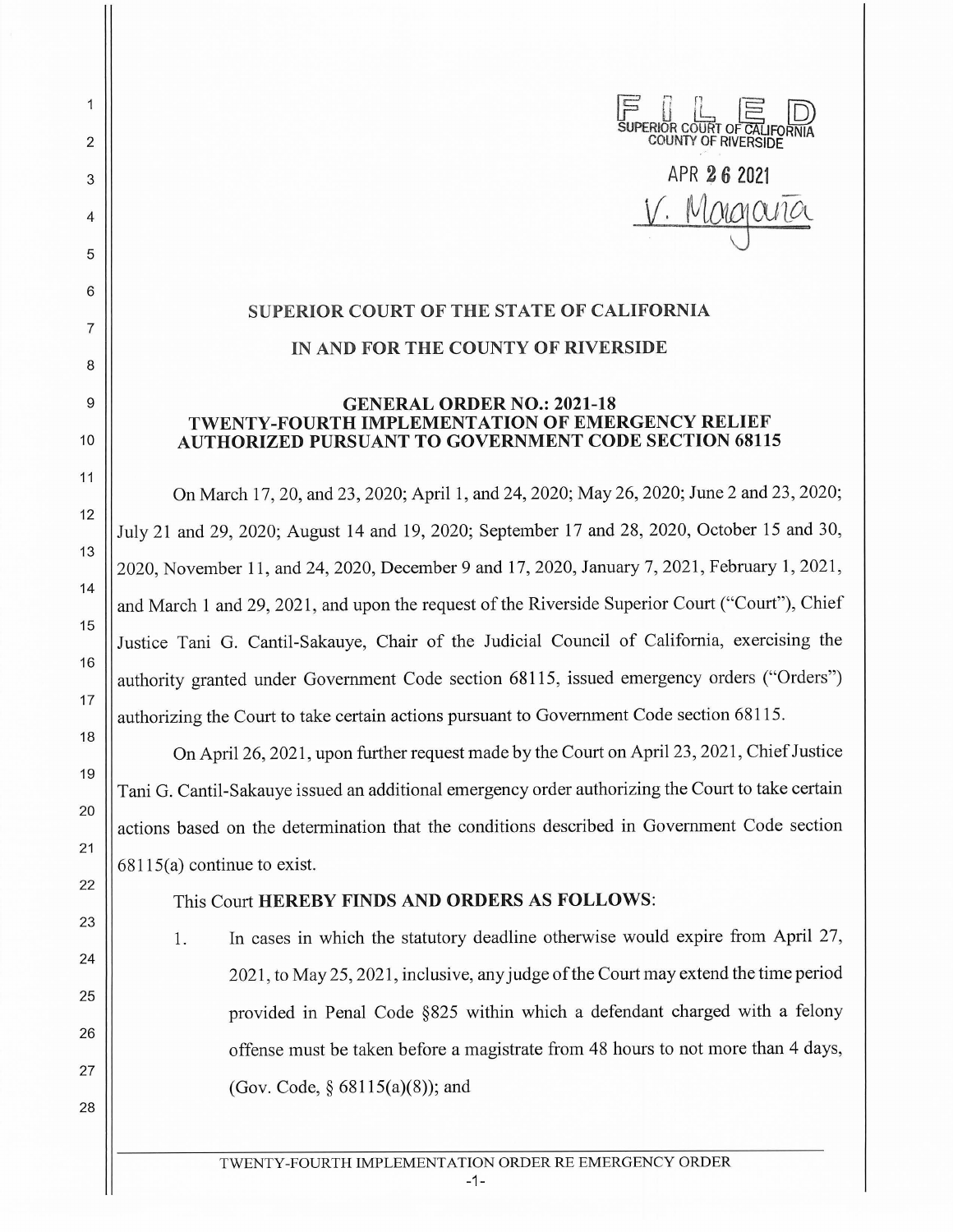FILED
SUPERIOR COURT OF CALIFORNIA
COUNTY OF RIVERSIDE

APR 26 2021

V. Magaña

# SUPERIOR COURT OF THE STATE OF CALIFORNIA

# IN AND FOR THE COUNTY OF RIVERSIDE

## GENERAL ORDER NO.: 2021-18
## TWENTY-FOURTH IMPLEMENTATION OF EMERGENCY RELIEF AUTHORIZED PURSUANT TO GOVERNMENT CODE SECTION 68115

On March 17, 20, and 23, 2020; April 1, and 24, 2020; May 26, 2020; June 2 and 23, 2020; July 21 and 29, 2020; August 14 and 19, 2020; September 17 and 28, 2020, October 15 and 30, 2020, November 11, and 24, 2020, December 9 and 17, 2020, January 7, 2021, February 1, 2021, and March 1 and 29, 2021, and upon the request of the Riverside Superior Court ("Court"), Chief Justice Tani G. Cantil-Sakauye, Chair of the Judicial Council of California, exercising the authority granted under Government Code section 68115, issued emergency orders ("Orders") authorizing the Court to take certain actions pursuant to Government Code section 68115.

On April 26, 2021, upon further request made by the Court on April 23, 2021, Chief Justice Tani G. Cantil-Sakauye issued an additional emergency order authorizing the Court to take certain actions based on the determination that the conditions described in Government Code section 68115(a) continue to exist.

This Court **HEREBY FINDS AND ORDERS AS FOLLOWS**:

1. In cases in which the statutory deadline otherwise would expire from April 27, 2021, to May 25, 2021, inclusive, any judge of the Court may extend the time period provided in Penal Code §825 within which a defendant charged with a felony offense must be taken before a magistrate from 48 hours to not more than 4 days, (Gov. Code, § 68115(a)(8)); and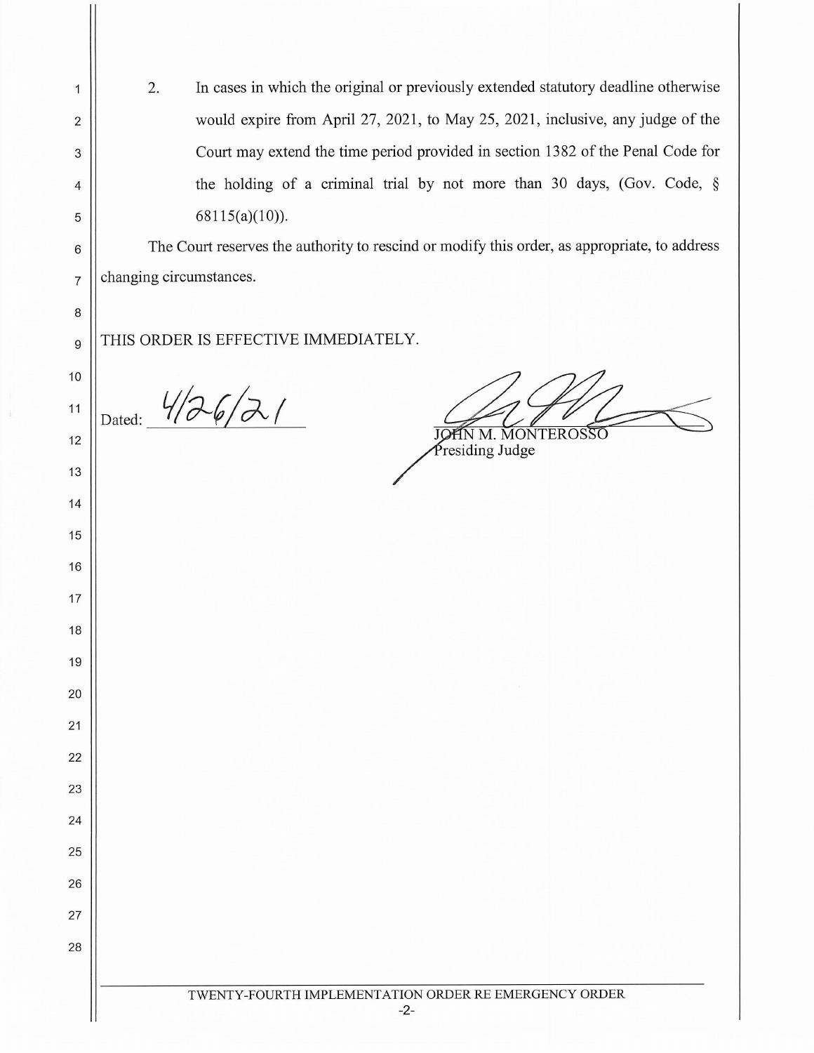2. In cases in which the original or previously extended statutory deadline otherwise would expire from April 27, 2021, to May 25, 2021, inclusive, any judge of the Court may extend the time period provided in section 1382 of the Penal Code for the holding of a criminal trial by not more than 30 days, (Gov. Code, § 68115(a)(10)).

The Court reserves the authority to rescind or modify this order, as appropriate, to address changing circumstances.

THIS ORDER IS EFFECTIVE IMMEDIATELY.

Dated: 4/26/21

JOHN M. MONTEROSSO
Presiding Judge

TWENTY-FOURTH IMPLEMENTATION ORDER RE EMERGENCY ORDER